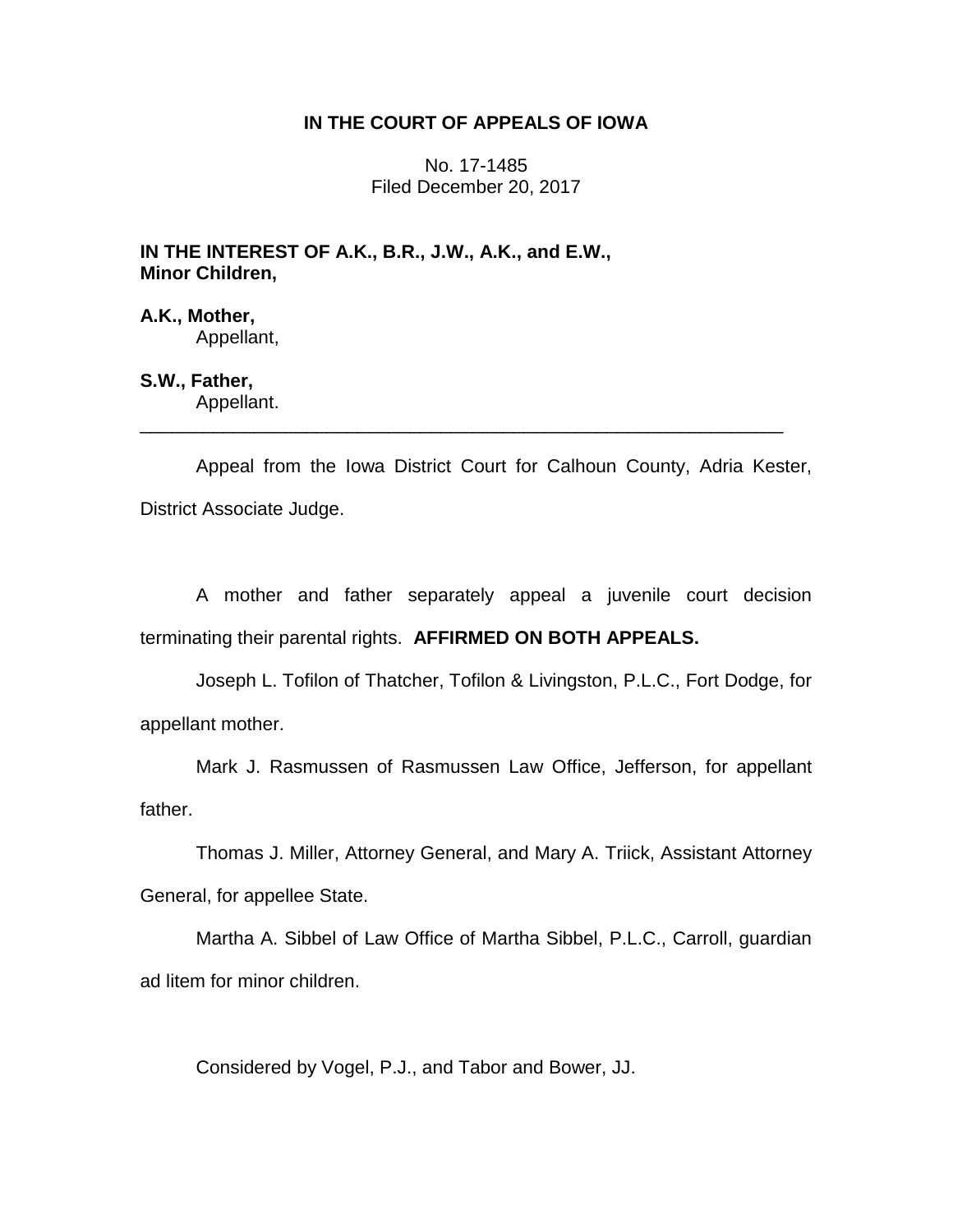**IN THE COURT OF APPEALS OF IOWA**

No. 17-1485
Filed December 20, 2017

**IN THE INTEREST OF A.K., B.R., J.W., A.K., and E.W., Minor Children,**

**A.K., Mother,**
Appellant,

**S.W., Father,**
Appellant.

---

Appeal from the Iowa District Court for Calhoun County, Adria Kester, District Associate Judge.

A mother and father separately appeal a juvenile court decision terminating their parental rights. **AFFIRMED ON BOTH APPEALS.**

Joseph L. Tofilon of Thatcher, Tofilon & Livingston, P.L.C., Fort Dodge, for appellant mother.

Mark J. Rasmussen of Rasmussen Law Office, Jefferson, for appellant father.

Thomas J. Miller, Attorney General, and Mary A. Triick, Assistant Attorney General, for appellee State.

Martha A. Sibbel of Law Office of Martha Sibbel, P.L.C., Carroll, guardian ad litem for minor children.

Considered by Vogel, P.J., and Tabor and Bower, JJ.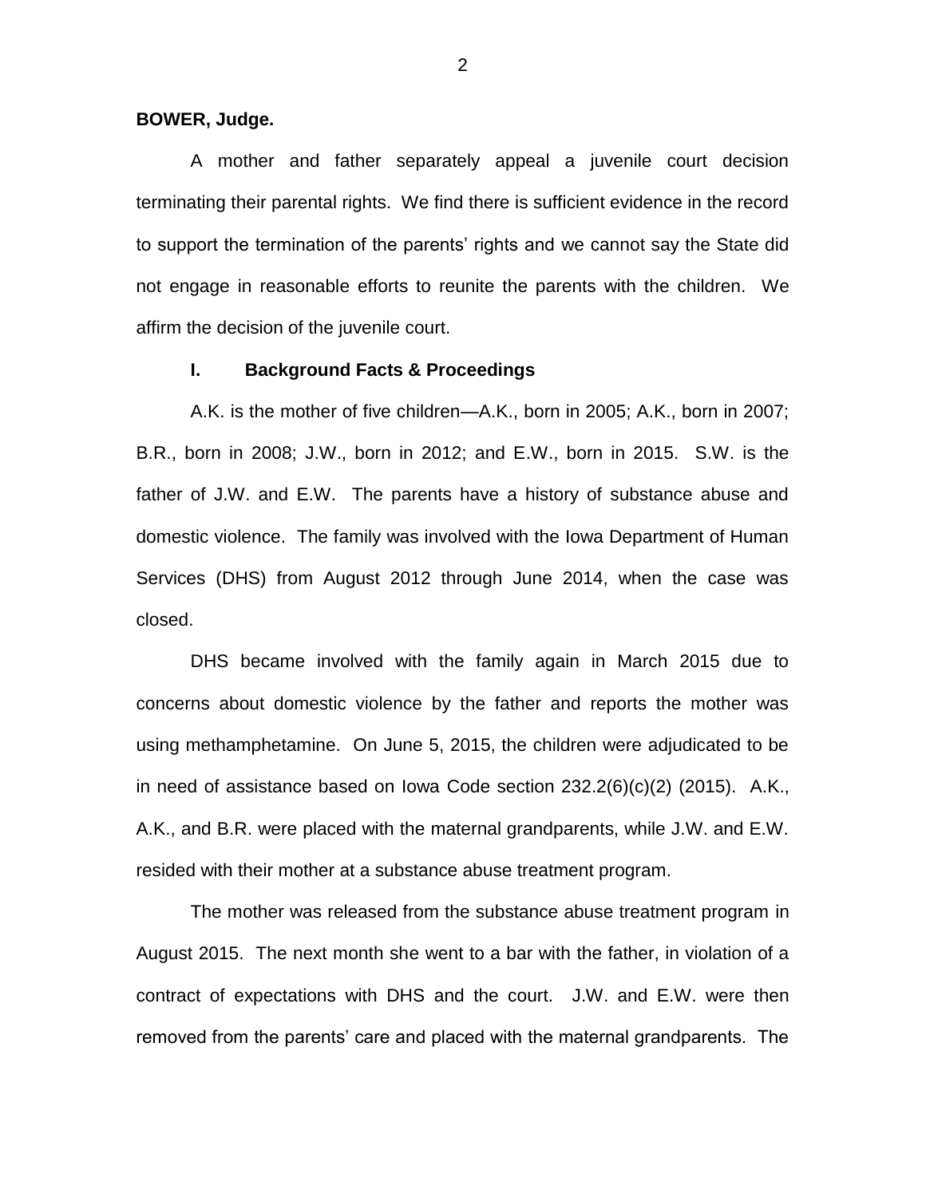**BOWER, Judge.**

A mother and father separately appeal a juvenile court decision terminating their parental rights. We find there is sufficient evidence in the record to support the termination of the parents' rights and we cannot say the State did not engage in reasonable efforts to reunite the parents with the children. We affirm the decision of the juvenile court.

## I. Background Facts & Proceedings

A.K. is the mother of five children—A.K., born in 2005; A.K., born in 2007; B.R., born in 2008; J.W., born in 2012; and E.W., born in 2015. S.W. is the father of J.W. and E.W. The parents have a history of substance abuse and domestic violence. The family was involved with the Iowa Department of Human Services (DHS) from August 2012 through June 2014, when the case was closed.

DHS became involved with the family again in March 2015 due to concerns about domestic violence by the father and reports the mother was using methamphetamine. On June 5, 2015, the children were adjudicated to be in need of assistance based on Iowa Code section 232.2(6)(c)(2) (2015). A.K., A.K., and B.R. were placed with the maternal grandparents, while J.W. and E.W. resided with their mother at a substance abuse treatment program.

The mother was released from the substance abuse treatment program in August 2015. The next month she went to a bar with the father, in violation of a contract of expectations with DHS and the court. J.W. and E.W. were then removed from the parents' care and placed with the maternal grandparents. The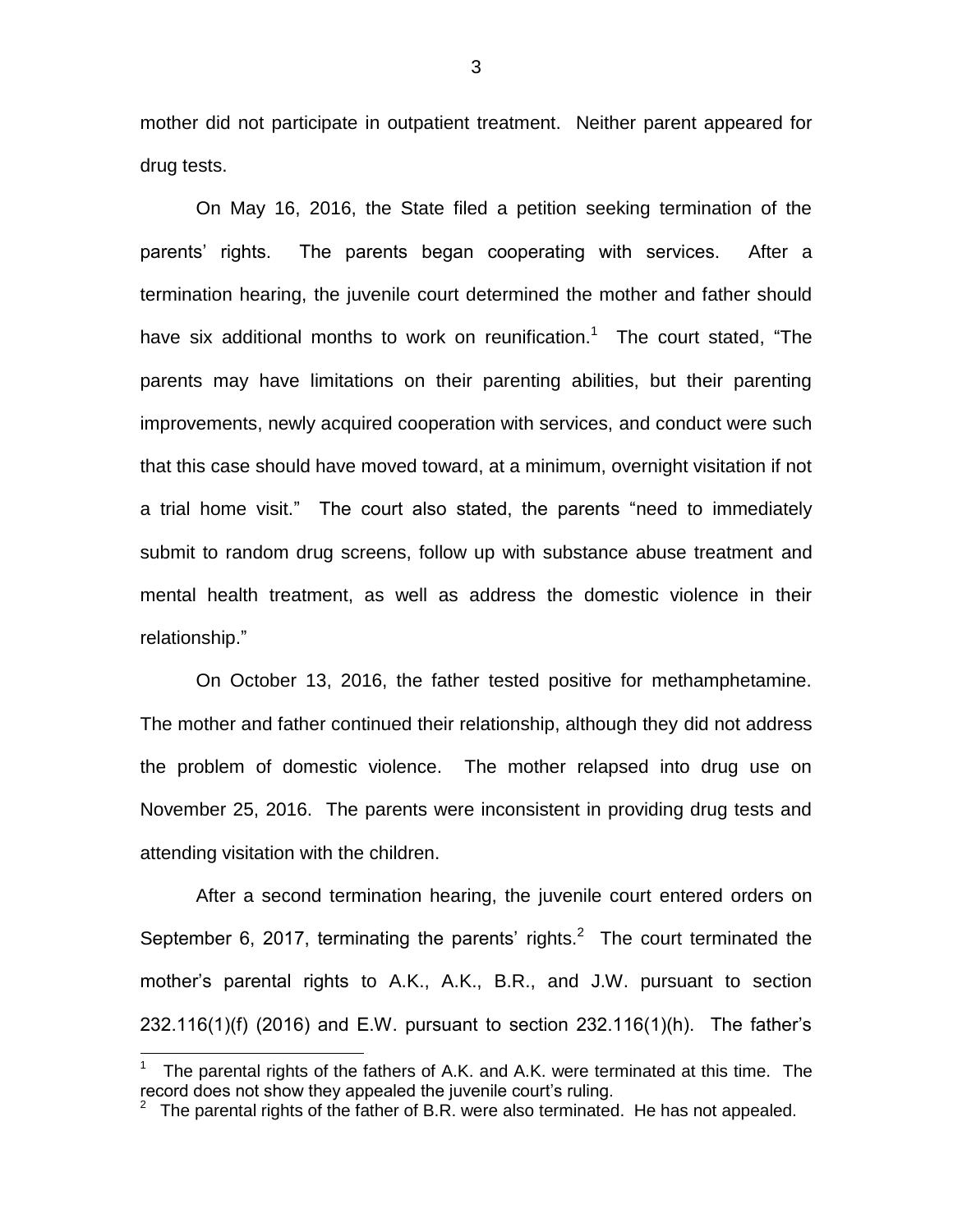mother did not participate in outpatient treatment. Neither parent appeared for drug tests.

On May 16, 2016, the State filed a petition seeking termination of the parents' rights. The parents began cooperating with services. After a termination hearing, the juvenile court determined the mother and father should have six additional months to work on reunification.[1] The court stated, "The parents may have limitations on their parenting abilities, but their parenting improvements, newly acquired cooperation with services, and conduct were such that this case should have moved toward, at a minimum, overnight visitation if not a trial home visit." The court also stated, the parents "need to immediately submit to random drug screens, follow up with substance abuse treatment and mental health treatment, as well as address the domestic violence in their relationship."

On October 13, 2016, the father tested positive for methamphetamine. The mother and father continued their relationship, although they did not address the problem of domestic violence. The mother relapsed into drug use on November 25, 2016. The parents were inconsistent in providing drug tests and attending visitation with the children.

After a second termination hearing, the juvenile court entered orders on September 6, 2017, terminating the parents' rights.[2] The court terminated the mother's parental rights to A.K., A.K., B.R., and J.W. pursuant to section 232.116(1)(f) (2016) and E.W. pursuant to section 232.116(1)(h). The father's

[1] The parental rights of the fathers of A.K. and A.K. were terminated at this time. The record does not show they appealed the juvenile court's ruling.

[2] The parental rights of the father of B.R. were also terminated. He has not appealed.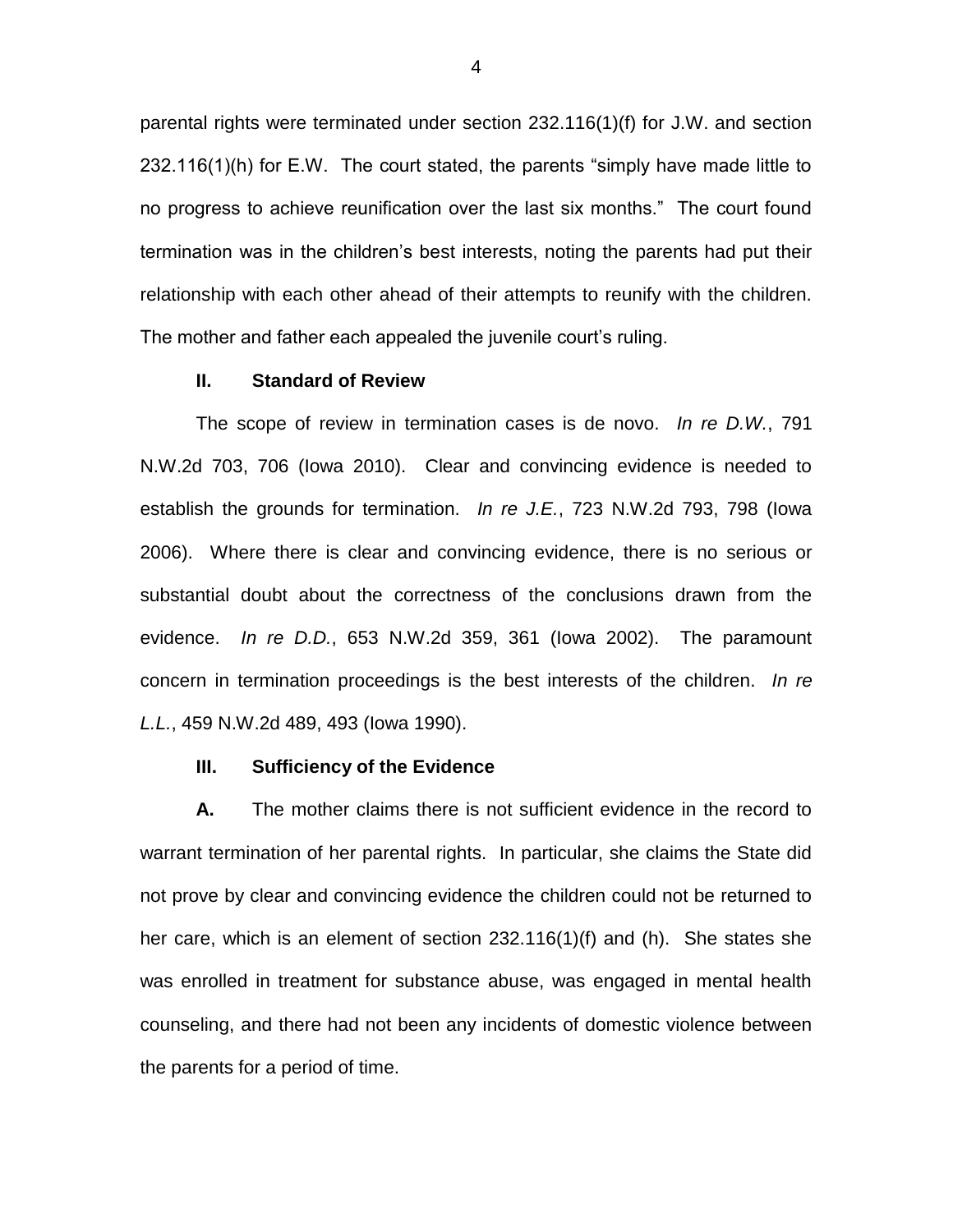parental rights were terminated under section 232.116(1)(f) for J.W. and section 232.116(1)(h) for E.W. The court stated, the parents "simply have made little to no progress to achieve reunification over the last six months." The court found termination was in the children's best interests, noting the parents had put their relationship with each other ahead of their attempts to reunify with the children. The mother and father each appealed the juvenile court's ruling.

## II. Standard of Review

The scope of review in termination cases is de novo. *In re D.W.*, 791 N.W.2d 703, 706 (Iowa 2010). Clear and convincing evidence is needed to establish the grounds for termination. *In re J.E.*, 723 N.W.2d 793, 798 (Iowa 2006). Where there is clear and convincing evidence, there is no serious or substantial doubt about the correctness of the conclusions drawn from the evidence. *In re D.D.*, 653 N.W.2d 359, 361 (Iowa 2002). The paramount concern in termination proceedings is the best interests of the children. *In re L.L.*, 459 N.W.2d 489, 493 (Iowa 1990).

## III. Sufficiency of the Evidence

**A.** The mother claims there is not sufficient evidence in the record to warrant termination of her parental rights. In particular, she claims the State did not prove by clear and convincing evidence the children could not be returned to her care, which is an element of section 232.116(1)(f) and (h). She states she was enrolled in treatment for substance abuse, was engaged in mental health counseling, and there had not been any incidents of domestic violence between the parents for a period of time.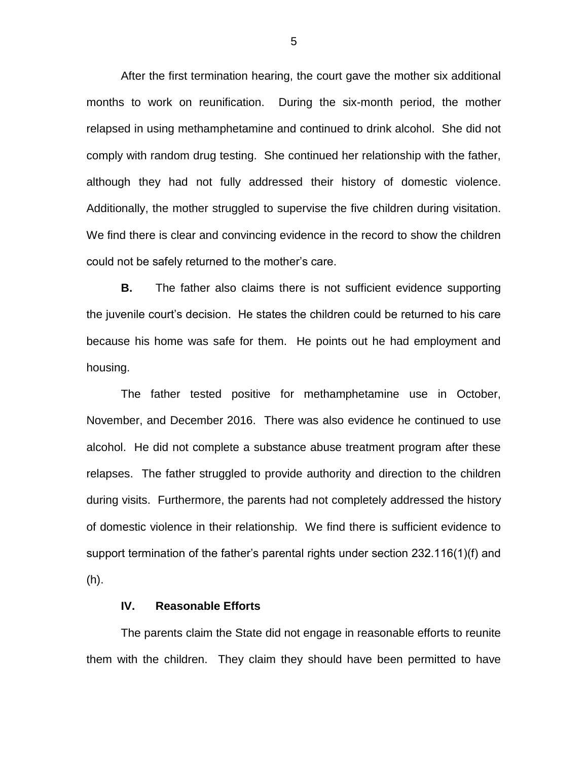After the first termination hearing, the court gave the mother six additional months to work on reunification. During the six-month period, the mother relapsed in using methamphetamine and continued to drink alcohol. She did not comply with random drug testing. She continued her relationship with the father, although they had not fully addressed their history of domestic violence. Additionally, the mother struggled to supervise the five children during visitation. We find there is clear and convincing evidence in the record to show the children could not be safely returned to the mother's care.

**B.** The father also claims there is not sufficient evidence supporting the juvenile court's decision. He states the children could be returned to his care because his home was safe for them. He points out he had employment and housing.

The father tested positive for methamphetamine use in October, November, and December 2016. There was also evidence he continued to use alcohol. He did not complete a substance abuse treatment program after these relapses. The father struggled to provide authority and direction to the children during visits. Furthermore, the parents had not completely addressed the history of domestic violence in their relationship. We find there is sufficient evidence to support termination of the father's parental rights under section 232.116(1)(f) and (h).

## IV. Reasonable Efforts

The parents claim the State did not engage in reasonable efforts to reunite them with the children. They claim they should have been permitted to have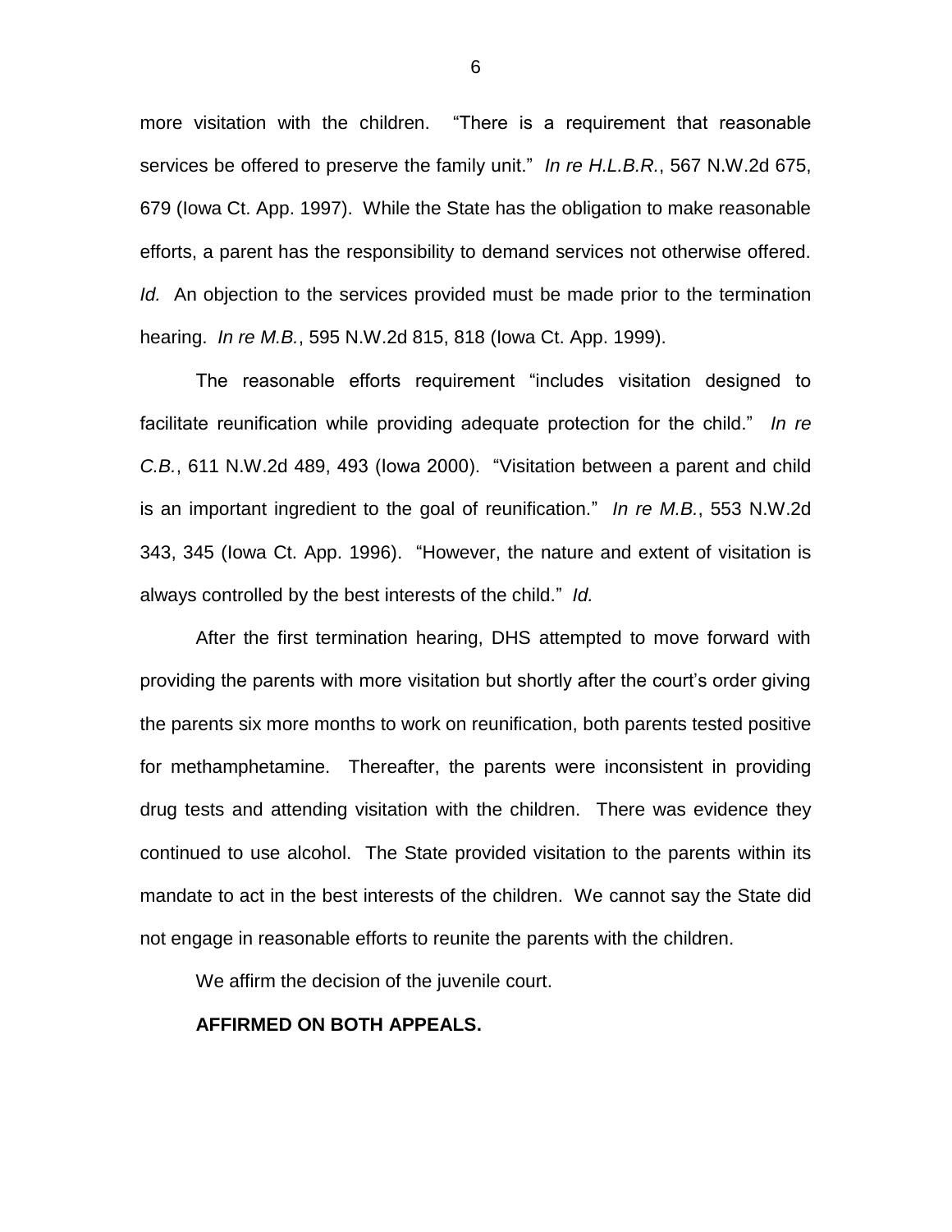more visitation with the children. "There is a requirement that reasonable services be offered to preserve the family unit." *In re H.L.B.R.*, 567 N.W.2d 675, 679 (Iowa Ct. App. 1997). While the State has the obligation to make reasonable efforts, a parent has the responsibility to demand services not otherwise offered. *Id.* An objection to the services provided must be made prior to the termination hearing. *In re M.B.*, 595 N.W.2d 815, 818 (Iowa Ct. App. 1999).

The reasonable efforts requirement "includes visitation designed to facilitate reunification while providing adequate protection for the child." *In re C.B.*, 611 N.W.2d 489, 493 (Iowa 2000). "Visitation between a parent and child is an important ingredient to the goal of reunification." *In re M.B.*, 553 N.W.2d 343, 345 (Iowa Ct. App. 1996). "However, the nature and extent of visitation is always controlled by the best interests of the child." *Id.*

After the first termination hearing, DHS attempted to move forward with providing the parents with more visitation but shortly after the court's order giving the parents six more months to work on reunification, both parents tested positive for methamphetamine. Thereafter, the parents were inconsistent in providing drug tests and attending visitation with the children. There was evidence they continued to use alcohol. The State provided visitation to the parents within its mandate to act in the best interests of the children. We cannot say the State did not engage in reasonable efforts to reunite the parents with the children.

We affirm the decision of the juvenile court.

**AFFIRMED ON BOTH APPEALS.**